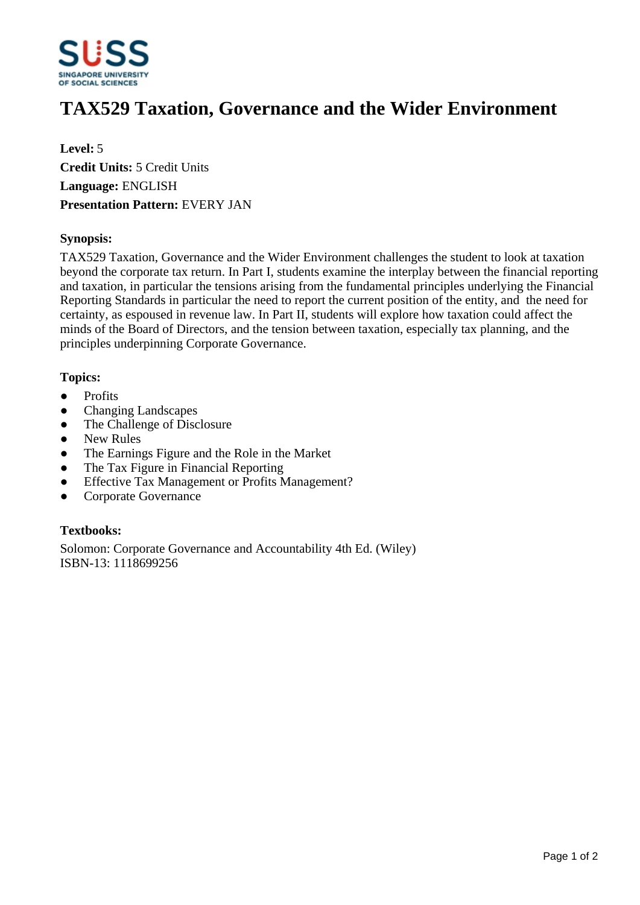# TAX529 Taxation, Governance and the Wider Environment

**Level:** 5
**Credit Units:** 5 Credit Units
**Language:** ENGLISH
**Presentation Pattern:** EVERY JAN

**Synopsis:**

TAX529 Taxation, Governance and the Wider Environment challenges the student to look at taxation beyond the corporate tax return. In Part I, students examine the interplay between the financial reporting and taxation, in particular the tensions arising from the fundamental principles underlying the Financial Reporting Standards in particular the need to report the current position of the entity, and the need for certainty, as espoused in revenue law. In Part II, students will explore how taxation could affect the minds of the Board of Directors, and the tension between taxation, especially tax planning, and the principles underpinning Corporate Governance.

**Topics:**

- Profits
- Changing Landscapes
- The Challenge of Disclosure
- New Rules
- The Earnings Figure and the Role in the Market
- The Tax Figure in Financial Reporting
- Effective Tax Management or Profits Management?
- Corporate Governance

**Textbooks:**

Solomon: Corporate Governance and Accountability 4th Ed. (Wiley)
ISBN-13: 1118699256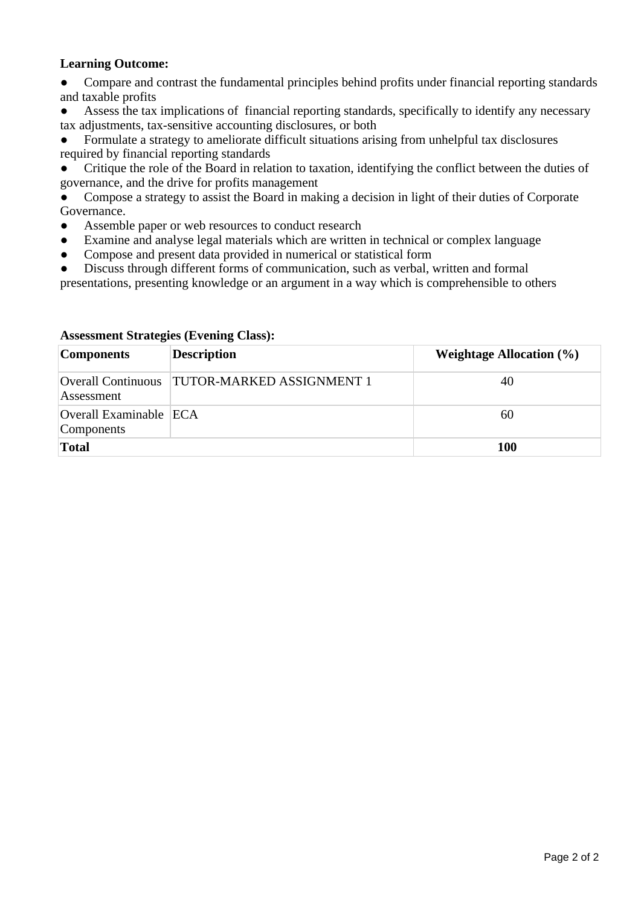**Learning Outcome:**

- Compare and contrast the fundamental principles behind profits under financial reporting standards and taxable profits
- Assess the tax implications of financial reporting standards, specifically to identify any necessary tax adjustments, tax-sensitive accounting disclosures, or both
- Formulate a strategy to ameliorate difficult situations arising from unhelpful tax disclosures required by financial reporting standards
- Critique the role of the Board in relation to taxation, identifying the conflict between the duties of governance, and the drive for profits management
- Compose a strategy to assist the Board in making a decision in light of their duties of Corporate Governance.
- Assemble paper or web resources to conduct research
- Examine and analyse legal materials which are written in technical or complex language
- Compose and present data provided in numerical or statistical form
- Discuss through different forms of communication, such as verbal, written and formal presentations, presenting knowledge or an argument in a way which is comprehensible to others

**Assessment Strategies (Evening Class):**

| Components | Description | Weightage Allocation (%) |
|---|---|---|
| Overall Continuous Assessment | TUTOR-MARKED ASSIGNMENT 1 | 40 |
| Overall Examinable Components | ECA | 60 |
| **Total** | | **100** |